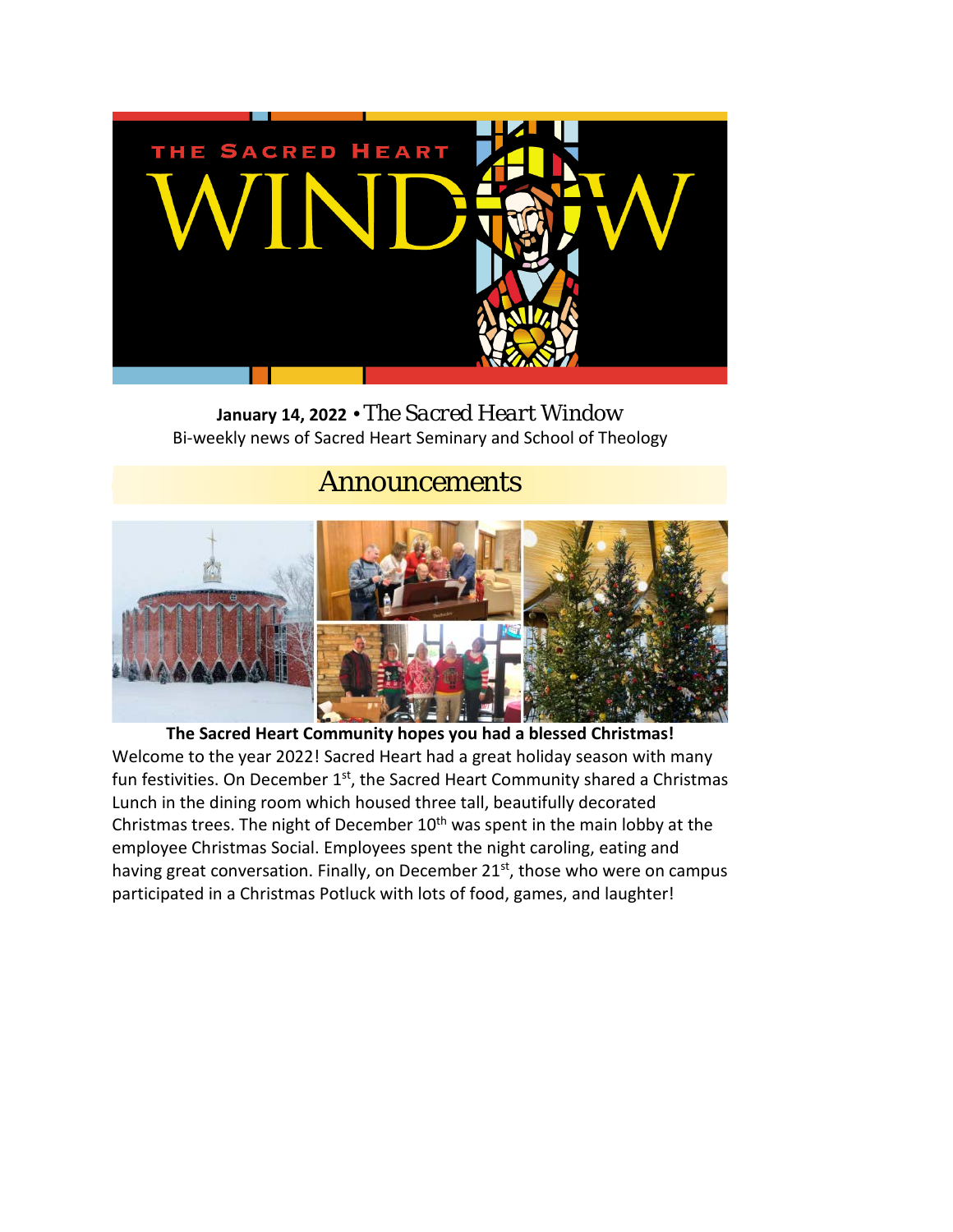# THE SACRED HEART WINDOW

**January 14, 2022** • *The Sacred Heart Window*

Bi-weekly news of Sacred Heart Seminary and School of Theology

## Announcements

**The Sacred Heart Community hopes you had a blessed Christmas!**

Welcome to the year 2022! Sacred Heart had a great holiday season with many fun festivities. On December 1st, the Sacred Heart Community shared a Christmas Lunch in the dining room which housed three tall, beautifully decorated Christmas trees. The night of December 10th was spent in the main lobby at the employee Christmas Social. Employees spent the night caroling, eating and having great conversation. Finally, on December 21st, those who were on campus participated in a Christmas Potluck with lots of food, games, and laughter!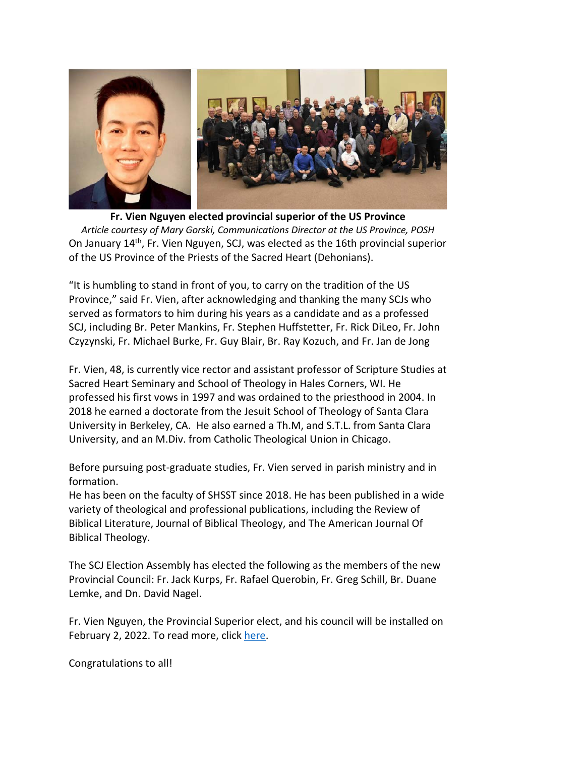**Fr. Vien Nguyen elected provincial superior of the US Province**

*Article courtesy of Mary Gorski, Communications Director at the US Province, POSH*

On January 14th, Fr. Vien Nguyen, SCJ, was elected as the 16th provincial superior of the US Province of the Priests of the Sacred Heart (Dehonians).

"It is humbling to stand in front of you, to carry on the tradition of the US Province," said Fr. Vien, after acknowledging and thanking the many SCJs who served as formators to him during his years as a candidate and as a professed SCJ, including Br. Peter Mankins, Fr. Stephen Huffstetter, Fr. Rick DiLeo, Fr. John Czyzynski, Fr. Michael Burke, Fr. Guy Blair, Br. Ray Kozuch, and Fr. Jan de Jong

Fr. Vien, 48, is currently vice rector and assistant professor of Scripture Studies at Sacred Heart Seminary and School of Theology in Hales Corners, WI. He professed his first vows in 1997 and was ordained to the priesthood in 2004. In 2018 he earned a doctorate from the Jesuit School of Theology of Santa Clara University in Berkeley, CA. He also earned a Th.M, and S.T.L. from Santa Clara University, and an M.Div. from Catholic Theological Union in Chicago.

Before pursuing post-graduate studies, Fr. Vien served in parish ministry and in formation.
He has been on the faculty of SHSST since 2018. He has been published in a wide variety of theological and professional publications, including the Review of Biblical Literature, Journal of Biblical Theology, and The American Journal Of Biblical Theology.

The SCJ Election Assembly has elected the following as the members of the new Provincial Council: Fr. Jack Kurps, Fr. Rafael Querobin, Fr. Greg Schill, Br. Duane Lemke, and Dn. David Nagel.

Fr. Vien Nguyen, the Provincial Superior elect, and his council will be installed on February 2, 2022. To read more, click here.

Congratulations to all!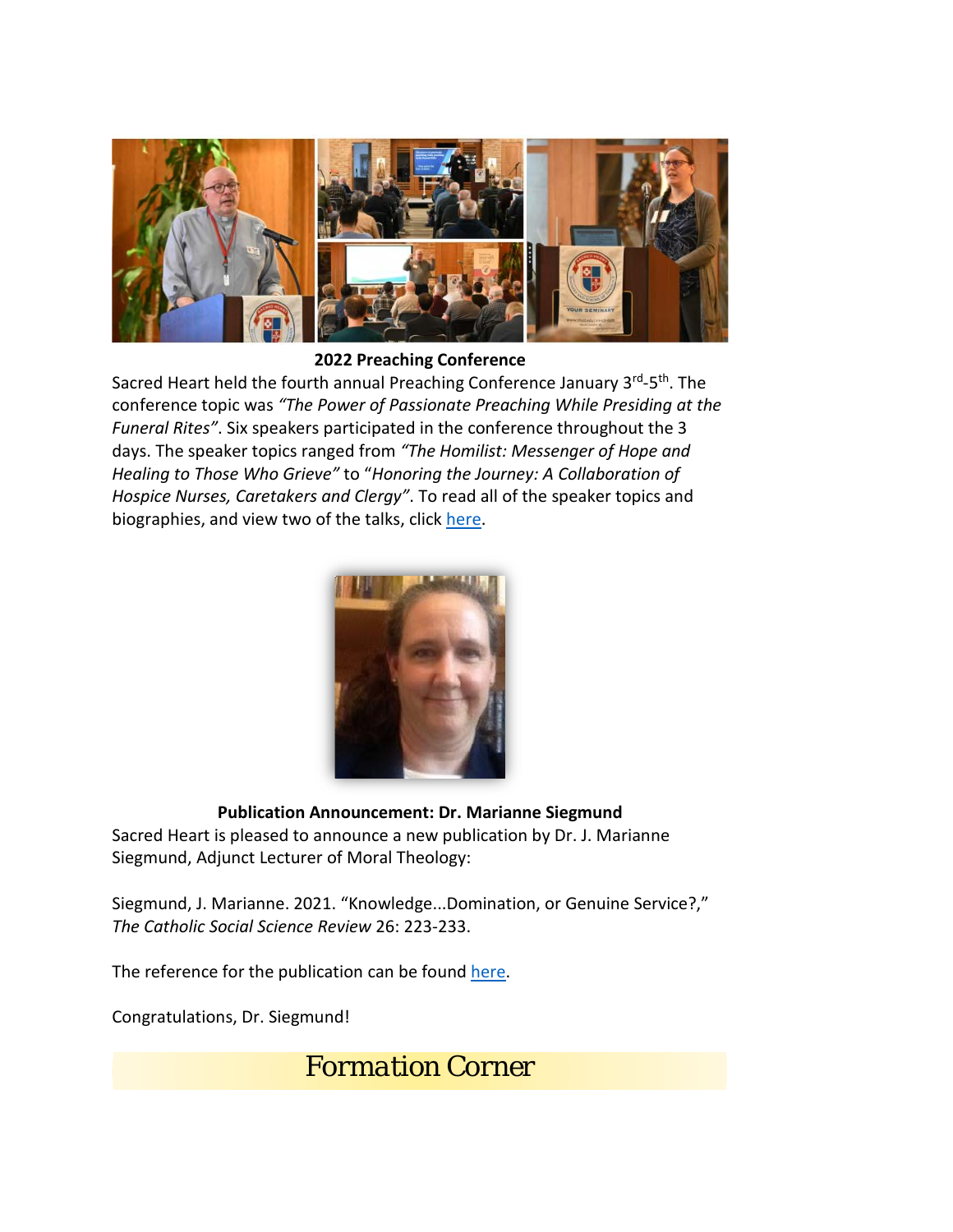**2022 Preaching Conference**

Sacred Heart held the fourth annual Preaching Conference January 3rd-5th. The conference topic was *"The Power of Passionate Preaching While Presiding at the Funeral Rites"*. Six speakers participated in the conference throughout the 3 days. The speaker topics ranged from *"The Homilist: Messenger of Hope and Healing to Those Who Grieve"* to "*Honoring the Journey: A Collaboration of Hospice Nurses, Caretakers and Clergy"*. To read all of the speaker topics and biographies, and view two of the talks, click here.

**Publication Announcement: Dr. Marianne Siegmund**

Sacred Heart is pleased to announce a new publication by Dr. J. Marianne Siegmund, Adjunct Lecturer of Moral Theology:

Siegmund, J. Marianne. 2021. "Knowledge...Domination, or Genuine Service?," *The Catholic Social Science Review* 26: 223-233.

The reference for the publication can be found here.

Congratulations, Dr. Siegmund!

## *Formation Corner*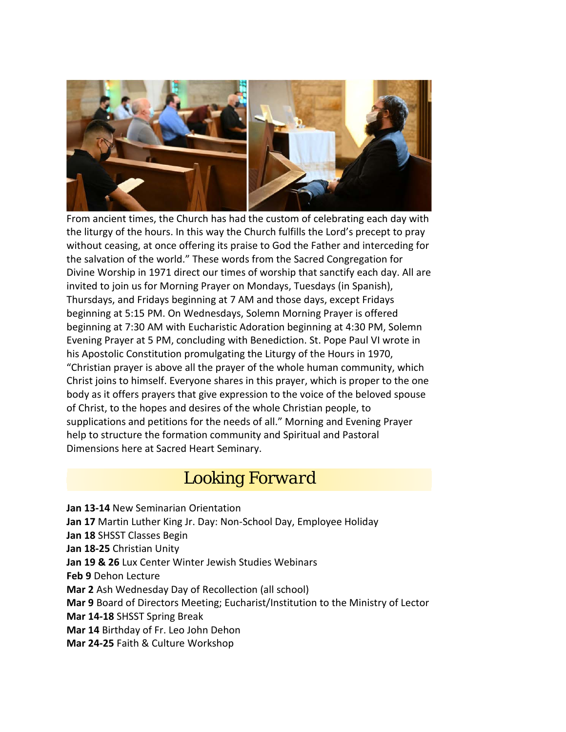From ancient times, the Church has had the custom of celebrating each day with the liturgy of the hours. In this way the Church fulfills the Lord's precept to pray without ceasing, at once offering its praise to God the Father and interceding for the salvation of the world." These words from the Sacred Congregation for Divine Worship in 1971 direct our times of worship that sanctify each day. All are invited to join us for Morning Prayer on Mondays, Tuesdays (in Spanish), Thursdays, and Fridays beginning at 7 AM and those days, except Fridays beginning at 5:15 PM. On Wednesdays, Solemn Morning Prayer is offered beginning at 7:30 AM with Eucharistic Adoration beginning at 4:30 PM, Solemn Evening Prayer at 5 PM, concluding with Benediction. St. Pope Paul VI wrote in his Apostolic Constitution promulgating the Liturgy of the Hours in 1970, "Christian prayer is above all the prayer of the whole human community, which Christ joins to himself. Everyone shares in this prayer, which is proper to the one body as it offers prayers that give expression to the voice of the beloved spouse of Christ, to the hopes and desires of the whole Christian people, to supplications and petitions for the needs of all." Morning and Evening Prayer help to structure the formation community and Spiritual and Pastoral Dimensions here at Sacred Heart Seminary.

## Looking Forward

**Jan 13-14** New Seminarian Orientation
**Jan 17** Martin Luther King Jr. Day: Non-School Day, Employee Holiday
**Jan 18** SHSST Classes Begin
**Jan 18-25** Christian Unity
**Jan 19 & 26** Lux Center Winter Jewish Studies Webinars
**Feb 9** Dehon Lecture
**Mar 2** Ash Wednesday Day of Recollection (all school)
**Mar 9** Board of Directors Meeting; Eucharist/Institution to the Ministry of Lector
**Mar 14-18** SHSST Spring Break
**Mar 14** Birthday of Fr. Leo John Dehon
**Mar 24-25** Faith & Culture Workshop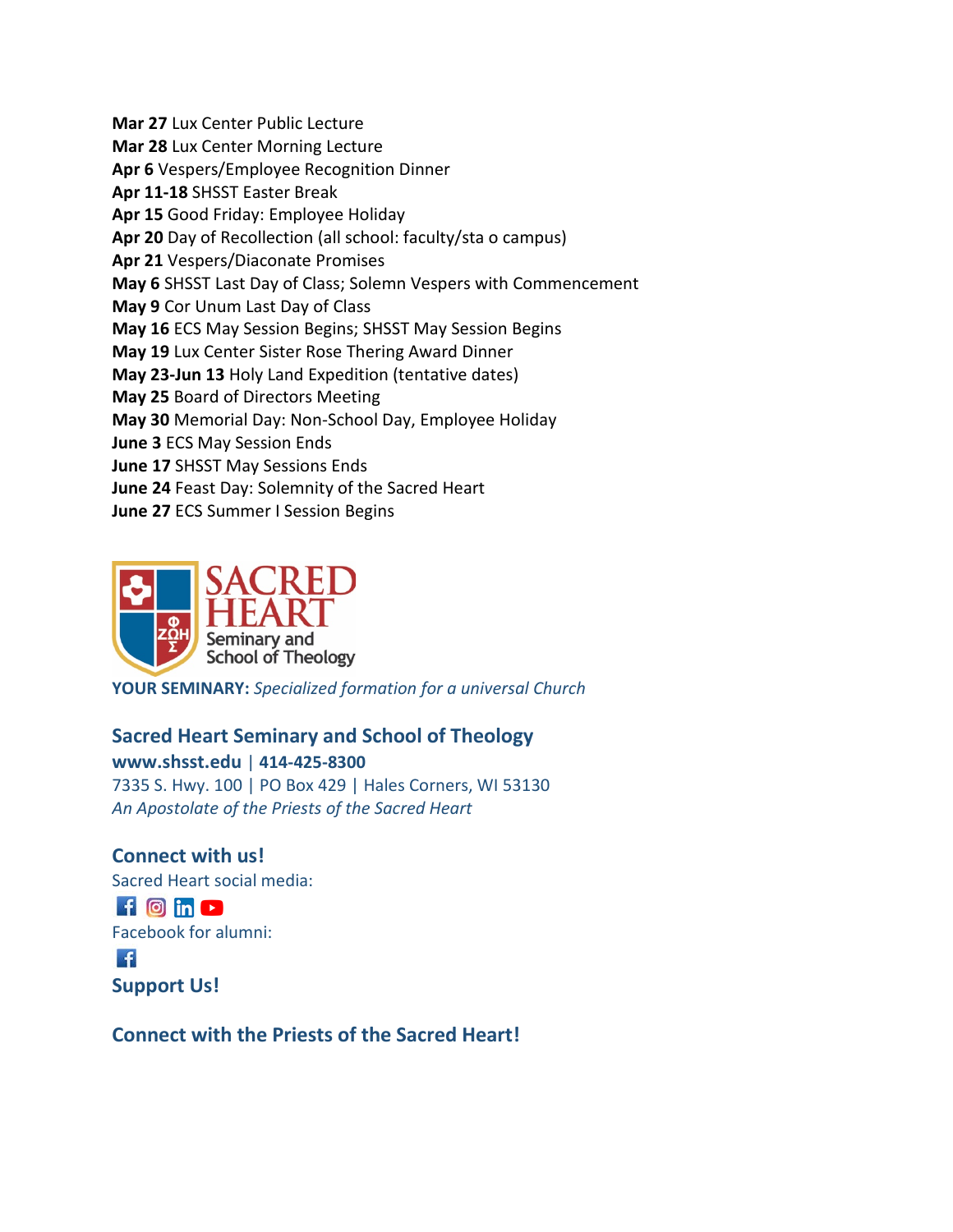**Mar 27** Lux Center Public Lecture
**Mar 28** Lux Center Morning Lecture
**Apr 6** Vespers/Employee Recognition Dinner
**Apr 11-18** SHSST Easter Break
**Apr 15** Good Friday: Employee Holiday
**Apr 20** Day of Recollection (all school: faculty/sta o campus)
**Apr 21** Vespers/Diaconate Promises
**May 6** SHSST Last Day of Class; Solemn Vespers with Commencement
**May 9** Cor Unum Last Day of Class
**May 16** ECS May Session Begins; SHSST May Session Begins
**May 19** Lux Center Sister Rose Thering Award Dinner
**May 23-Jun 13** Holy Land Expedition (tentative dates)
**May 25** Board of Directors Meeting
**May 30** Memorial Day: Non-School Day, Employee Holiday
**June 3** ECS May Session Ends
**June 17** SHSST May Sessions Ends
**June 24** Feast Day: Solemnity of the Sacred Heart
**June 27** ECS Summer I Session Begins

SACRED HEART Seminary and School of Theology

**YOUR SEMINARY:** *Specialized formation for a universal Church*

**Sacred Heart Seminary and School of Theology**
**www.shsst.edu** | **414-425-8300**
7335 S. Hwy. 100 | PO Box 429 | Hales Corners, WI 53130
*An Apostolate of the Priests of the Sacred Heart*

**Connect with us!**
Sacred Heart social media:

Facebook for alumni:

**Support Us!**

**Connect with the Priests of the Sacred Heart!**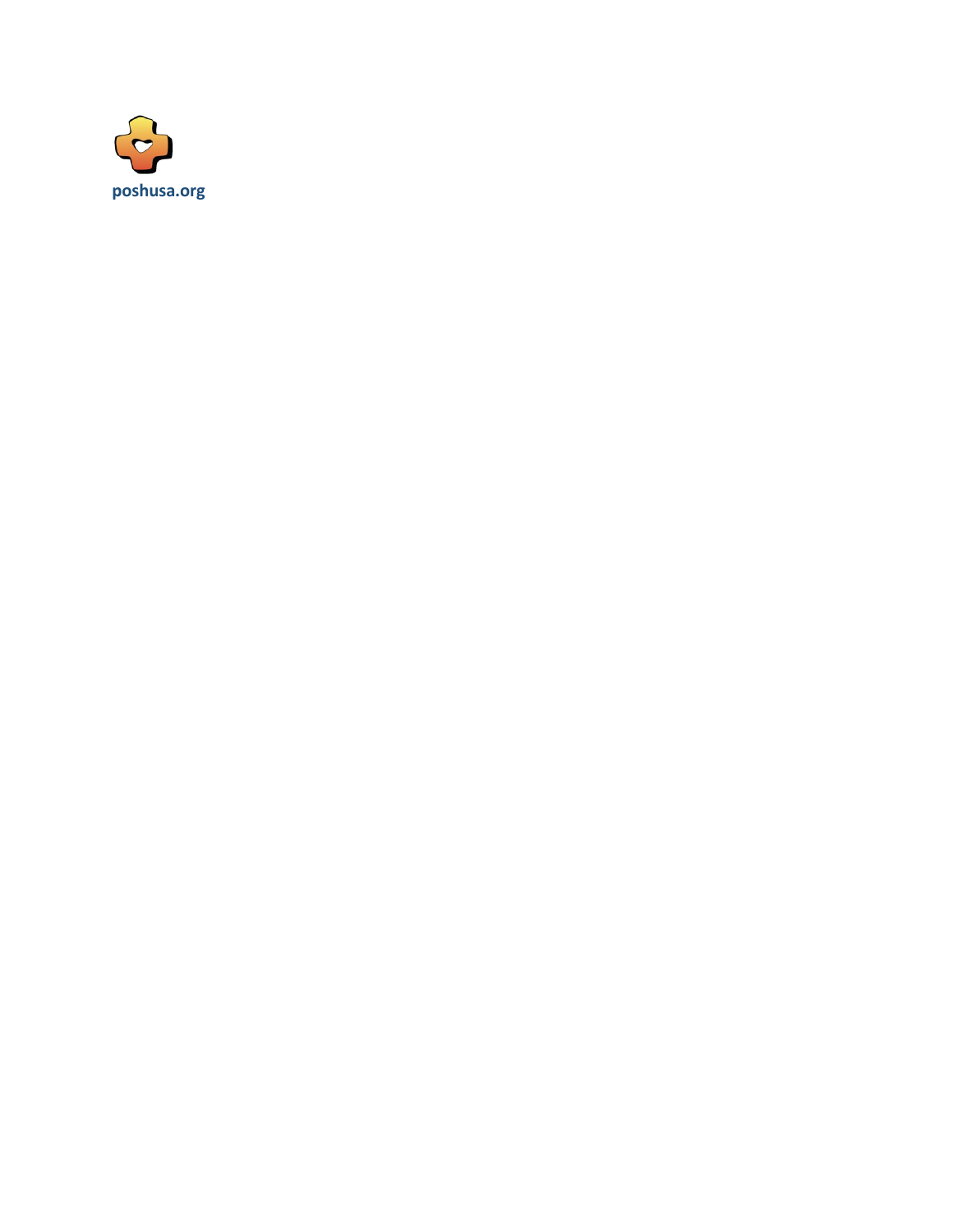poshusa.org